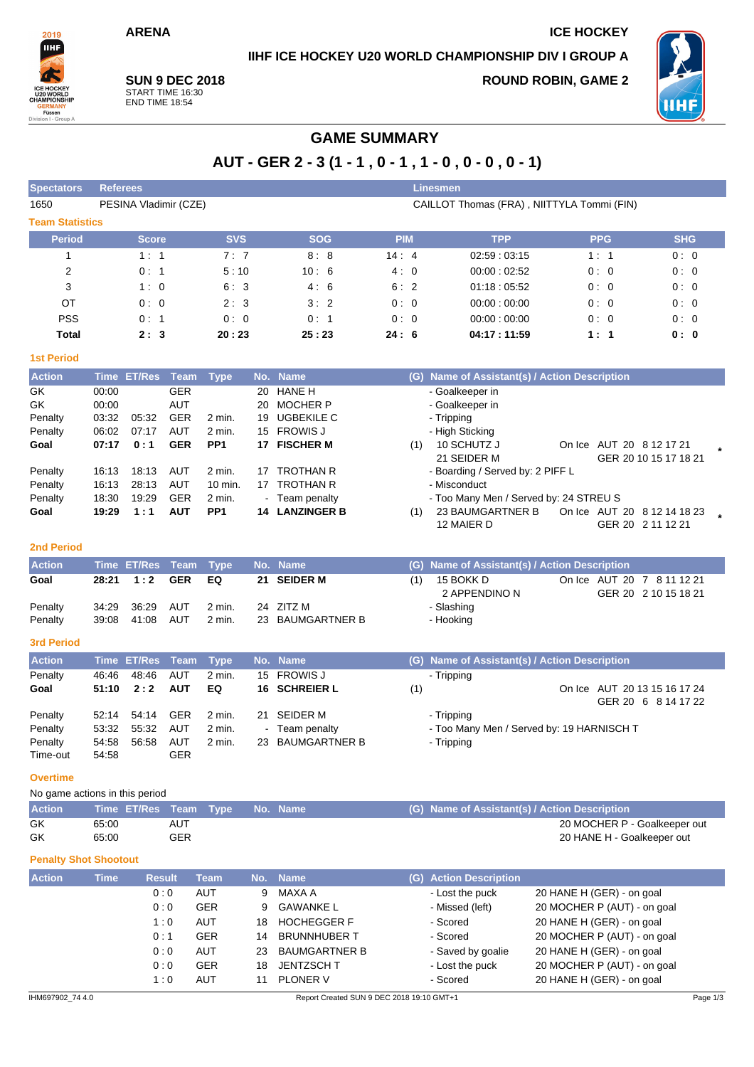ARENA

ICE HOCKEY

IIHF ICE HOCKEY U20 WORLD CHAMPIONSHIP DIV I GROUP A

**SUN 9 DEC 2018**
START TIME 16:30
END TIME 18:54

**ROUND ROBIN, GAME 2**

# GAME SUMMARY

## AUT - GER 2 - 3 (1 - 1 , 0 - 1 , 1 - 0 , 0 - 0 , 0 - 1)

| Spectators | Referees | Linesmen |
|---|---|---|
| 1650 | PESINA Vladimir (CZE) | CAILLOT Thomas (FRA) , NIITTYLA Tommi (FIN) |

### Team Statistics

| Period | Score | SVS | SOG | PIM | TPP | PPG | SHG |
|---|---|---|---|---|---|---|---|
| 1 | 1 : 1 | 7 : 7 | 8 : 8 | 14 : 4 | 02:59 : 03:15 | 1 : 1 | 0 : 0 |
| 2 | 0 : 1 | 5 : 10 | 10 : 6 | 4 : 0 | 00:00 : 02:52 | 0 : 0 | 0 : 0 |
| 3 | 1 : 0 | 6 : 3 | 4 : 6 | 6 : 2 | 01:18 : 05:52 | 0 : 0 | 0 : 0 |
| OT | 0 : 0 | 2 : 3 | 3 : 2 | 0 : 0 | 00:00 : 00:00 | 0 : 0 | 0 : 0 |
| PSS | 0 : 1 | 0 : 0 | 0 : 1 | 0 : 0 | 00:00 : 00:00 | 0 : 0 | 0 : 0 |
| **Total** | **2 : 3** | **20 : 23** | **25 : 23** | **24 : 6** | **04:17 : 11:59** | **1 : 1** | **0 : 0** |

### 1st Period

| Action | Time | ET/Res | Team | Type | No. | Name | (G) | Name of Assistant(s) / Action Description | On Ice |
|---|---|---|---|---|---|---|---|---|---|
| GK | 00:00 | | GER | | 20 | HANE H | | - Goalkeeper in | |
| GK | 00:00 | | AUT | | 20 | MOCHER P | | - Goalkeeper in | |
| Penalty | 03:32 | 05:32 | GER | 2 min. | 19 | UGBEKILE C | | - Tripping | |
| Penalty | 06:02 | 07:17 | AUT | 2 min. | 15 | FROWIS J | | - High Sticking | |
| **Goal** | **07:17** | **0 : 1** | **GER** | **PP1** | **17** | **FISCHER M** | (1) | 10 SCHUTZ J, 21 SEIDER M | AUT 20 8 12 17 21; GER 20 10 15 17 18 21 * |
| Penalty | 16:13 | 18:13 | AUT | 2 min. | 17 | TROTHAN R | | - Boarding / Served by: 2 PIFF L | |
| Penalty | 16:13 | 28:13 | AUT | 10 min. | 17 | TROTHAN R | | - Misconduct | |
| Penalty | 18:30 | 19:29 | GER | 2 min. | - | Team penalty | | - Too Many Men / Served by: 24 STREU S | |
| **Goal** | **19:29** | **1 : 1** | **AUT** | **PP1** | **14** | **LANZINGER B** | (1) | 23 BAUMGARTNER B, 12 MAIER D | AUT 20 8 12 14 18 23; GER 20 2 11 12 21 * |

### 2nd Period

| Action | Time | ET/Res | Team | Type | No. | Name | (G) | Name of Assistant(s) / Action Description | On Ice |
|---|---|---|---|---|---|---|---|---|---|
| **Goal** | **28:21** | **1 : 2** | **GER** | **EQ** | **21** | **SEIDER M** | (1) | 15 BOKK D, 2 APPENDINO N | AUT 20 7 8 11 12 21; GER 20 2 10 15 18 21 |
| Penalty | 34:29 | 36:29 | AUT | 2 min. | 24 | ZITZ M | | - Slashing | |
| Penalty | 39:08 | 41:08 | AUT | 2 min. | 23 | BAUMGARTNER B | | - Hooking | |

### 3rd Period

| Action | Time | ET/Res | Team | Type | No. | Name | (G) | Name of Assistant(s) / Action Description | On Ice |
|---|---|---|---|---|---|---|---|---|---|
| Penalty | 46:46 | 48:46 | AUT | 2 min. | 15 | FROWIS J | | - Tripping | |
| **Goal** | **51:10** | **2 : 2** | **AUT** | **EQ** | **16** | **SCHREIER L** | (1) | | AUT 20 13 15 16 17 24; GER 20 6 8 14 17 22 |
| Penalty | 52:14 | 54:14 | GER | 2 min. | 21 | SEIDER M | | - Tripping | |
| Penalty | 53:32 | 55:32 | AUT | 2 min. | - | Team penalty | | - Too Many Men / Served by: 19 HARNISCH T | |
| Penalty | 54:58 | 56:58 | AUT | 2 min. | 23 | BAUMGARTNER B | | - Tripping | |
| Time-out | 54:58 | | GER | | | | | | |

### Overtime

No game actions in this period

| Action | Time | ET/Res | Team | Type | No. | Name | (G) | Name of Assistant(s) / Action Description |
|---|---|---|---|---|---|---|---|---|
| GK | 65:00 | | AUT | | | | | 20 MOCHER P - Goalkeeper out |
| GK | 65:00 | | GER | | | | | 20 HANE H - Goalkeeper out |

### Penalty Shot Shootout

| Action | Time | Result | Team | No. | Name | (G) | Action Description | |
|---|---|---|---|---|---|---|---|---|
| | | 0 : 0 | AUT | 9 | MAXA A | | - Lost the puck | 20 HANE H (GER) - on goal |
| | | 0 : 0 | GER | 9 | GAWANKE L | | - Missed (left) | 20 MOCHER P (AUT) - on goal |
| | | 1 : 0 | AUT | 18 | HOCHEGGER F | | - Scored | 20 HANE H (GER) - on goal |
| | | 0 : 1 | GER | 14 | BRUNNHUBER T | | - Scored | 20 MOCHER P (AUT) - on goal |
| | | 0 : 0 | AUT | 23 | BAUMGARTNER B | | - Saved by goalie | 20 HANE H (GER) - on goal |
| | | 0 : 0 | GER | 18 | JENTZSCH T | | - Lost the puck | 20 MOCHER P (AUT) - on goal |
| | | 1 : 0 | AUT | 11 | PLONER V | | - Scored | 20 HANE H (GER) - on goal |

IHM697902_74 4.0 Report Created SUN 9 DEC 2018 19:10 GMT+1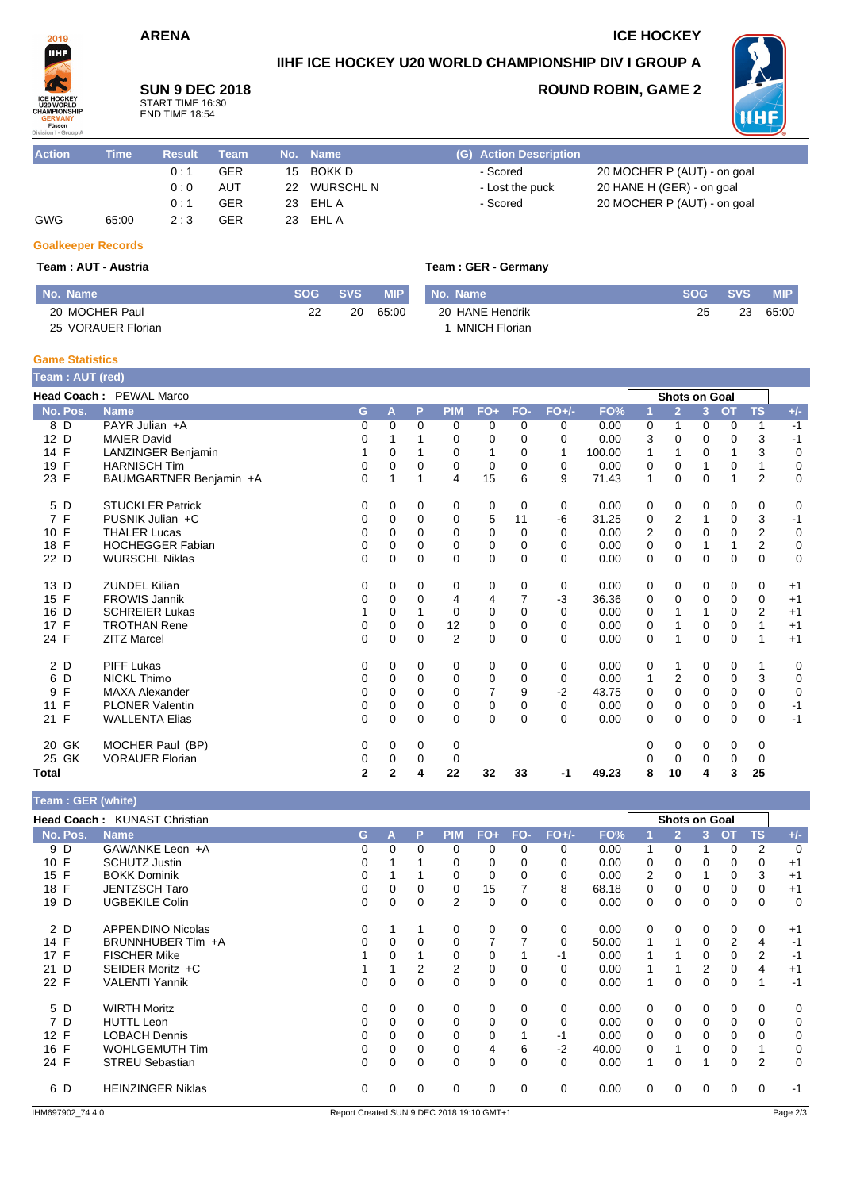**ARENA** | **ICE HOCKEY**

## IIHF ICE HOCKEY U20 WORLD CHAMPIONSHIP DIV I GROUP A

**SUN 9 DEC 2018**
START TIME 16:30
END TIME 18:54

**ROUND ROBIN, GAME 2**

| Action | Time | Result | Team | No. | Name | (G) | Action Description | |
|---|---|---|---|---|---|---|---|---|
| | | 0 : 1 | GER | 15 | BOKK D | | - Scored | 20 MOCHER P (AUT) - on goal |
| | | 0 : 0 | AUT | 22 | WURSCHL N | | - Lost the puck | 20 HANE H (GER) - on goal |
| | | 0 : 1 | GER | 23 | EHL A | | - Scored | 20 MOCHER P (AUT) - on goal |
| GWG | 65:00 | 2 : 3 | GER | 23 | EHL A | | | |

### Goalkeeper Records

**Team : AUT - Austria**

| No. Name | SOG | SVS | MIP |
|---|---|---|---|
| 20 MOCHER Paul | 22 | 20 | 65:00 |
| 25 VORAUER Florian | | | |

**Team : GER - Germany**

| No. Name | SOG | SVS | MIP |
|---|---|---|---|
| 20 HANE Hendrik | 25 | 23 | 65:00 |
| 1 MNICH Florian | | | |

### Game Statistics

**Team : AUT (red)**

**Head Coach :** PEWAL Marco

| No. Pos. | Name | G | A | P | PIM | FO+ | FO- | FO+/- | FO% | 1 | 2 | 3 | OT | TS | +/- |
|---|---|---|---|---|---|---|---|---|---|---|---|---|---|---|---|
| 8 D | PAYR Julian +A | 0 | 0 | 0 | 0 | 0 | 0 | 0 | 0.00 | 0 | 1 | 0 | 0 | 1 | -1 |
| 12 D | MAIER David | 0 | 1 | 1 | 0 | 0 | 0 | 0 | 0.00 | 3 | 0 | 0 | 0 | 3 | -1 |
| 14 F | LANZINGER Benjamin | 1 | 0 | 1 | 0 | 1 | 0 | 1 | 100.00 | 1 | 1 | 0 | 1 | 3 | 0 |
| 19 F | HARNISCH Tim | 0 | 0 | 0 | 0 | 0 | 0 | 0 | 0.00 | 0 | 0 | 1 | 0 | 1 | 0 |
| 23 F | BAUMGARTNER Benjamin +A | 0 | 1 | 1 | 4 | 15 | 6 | 9 | 71.43 | 1 | 0 | 0 | 1 | 2 | 0 |
| 5 D | STUCKLER Patrick | 0 | 0 | 0 | 0 | 0 | 0 | 0 | 0.00 | 0 | 0 | 0 | 0 | 0 | 0 |
| 7 F | PUSNIK Julian +C | 0 | 0 | 0 | 0 | 5 | 11 | -6 | 31.25 | 0 | 2 | 1 | 0 | 3 | -1 |
| 10 F | THALER Lucas | 0 | 0 | 0 | 0 | 0 | 0 | 0 | 0.00 | 2 | 0 | 0 | 0 | 2 | 0 |
| 18 F | HOCHEGGER Fabian | 0 | 0 | 0 | 0 | 0 | 0 | 0 | 0.00 | 0 | 0 | 1 | 1 | 2 | 0 |
| 22 D | WURSCHL Niklas | 0 | 0 | 0 | 0 | 0 | 0 | 0 | 0.00 | 0 | 0 | 0 | 0 | 0 | 0 |
| 13 D | ZUNDEL Kilian | 0 | 0 | 0 | 0 | 0 | 0 | 0 | 0.00 | 0 | 0 | 0 | 0 | 0 | +1 |
| 15 F | FROWIS Jannik | 0 | 0 | 0 | 4 | 4 | 7 | -3 | 36.36 | 0 | 0 | 0 | 0 | 0 | +1 |
| 16 D | SCHREIER Lukas | 1 | 0 | 1 | 0 | 0 | 0 | 0 | 0.00 | 0 | 1 | 1 | 0 | 2 | +1 |
| 17 F | TROTHAN Rene | 0 | 0 | 0 | 12 | 0 | 0 | 0 | 0.00 | 0 | 1 | 0 | 0 | 1 | +1 |
| 24 F | ZITZ Marcel | 0 | 0 | 0 | 2 | 0 | 0 | 0 | 0.00 | 0 | 1 | 0 | 0 | 1 | +1 |
| 2 D | PIFF Lukas | 0 | 0 | 0 | 0 | 0 | 0 | 0 | 0.00 | 0 | 1 | 0 | 0 | 1 | 0 |
| 6 D | NICKL Thimo | 0 | 0 | 0 | 0 | 0 | 0 | 0 | 0.00 | 1 | 2 | 0 | 0 | 3 | 0 |
| 9 F | MAXA Alexander | 0 | 0 | 0 | 0 | 7 | 9 | -2 | 43.75 | 0 | 0 | 0 | 0 | 0 | 0 |
| 11 F | PLONER Valentin | 0 | 0 | 0 | 0 | 0 | 0 | 0 | 0.00 | 0 | 0 | 0 | 0 | 0 | -1 |
| 21 F | WALLENTA Elias | 0 | 0 | 0 | 0 | 0 | 0 | 0 | 0.00 | 0 | 0 | 0 | 0 | 0 | -1 |
| 20 GK | MOCHER Paul (BP) | 0 | 0 | 0 | 0 | | | | | 0 | 0 | 0 | 0 | 0 | |
| 25 GK | VORAUER Florian | 0 | 0 | 0 | 0 | | | | | 0 | 0 | 0 | 0 | 0 | |
| **Total** | | **2** | **2** | **4** | **22** | **32** | **33** | **-1** | **49.23** | **8** | **10** | **4** | **3** | **25** | |

**Team : GER (white)**

**Head Coach :** KUNAST Christian

| No. Pos. | Name | G | A | P | PIM | FO+ | FO- | FO+/- | FO% | 1 | 2 | 3 | OT | TS | +/- |
|---|---|---|---|---|---|---|---|---|---|---|---|---|---|---|---|
| 9 D | GAWANKE Leon +A | 0 | 0 | 0 | 0 | 0 | 0 | 0 | 0.00 | 1 | 0 | 1 | 0 | 2 | 0 |
| 10 F | SCHUTZ Justin | 0 | 1 | 1 | 0 | 0 | 0 | 0 | 0.00 | 0 | 0 | 0 | 0 | 0 | +1 |
| 15 F | BOKK Dominik | 0 | 1 | 1 | 0 | 0 | 0 | 0 | 0.00 | 2 | 0 | 1 | 0 | 3 | +1 |
| 18 F | JENTZSCH Taro | 0 | 0 | 0 | 0 | 15 | 7 | 8 | 68.18 | 0 | 0 | 0 | 0 | 0 | +1 |
| 19 D | UGBEKILE Colin | 0 | 0 | 0 | 2 | 0 | 0 | 0 | 0.00 | 0 | 0 | 0 | 0 | 0 | 0 |
| 2 D | APPENDINO Nicolas | 0 | 1 | 1 | 0 | 0 | 0 | 0 | 0.00 | 0 | 0 | 0 | 0 | 0 | +1 |
| 14 F | BRUNNHUBER Tim +A | 0 | 0 | 0 | 0 | 7 | 7 | 0 | 50.00 | 1 | 1 | 0 | 2 | 4 | -1 |
| 17 F | FISCHER Mike | 1 | 0 | 1 | 0 | 0 | 1 | -1 | 0.00 | 1 | 1 | 0 | 0 | 2 | -1 |
| 21 D | SEIDER Moritz +C | 1 | 1 | 2 | 2 | 0 | 0 | 0 | 0.00 | 1 | 1 | 2 | 0 | 4 | +1 |
| 22 F | VALENTI Yannik | 0 | 0 | 0 | 0 | 0 | 0 | 0 | 0.00 | 1 | 0 | 0 | 0 | 1 | -1 |
| 5 D | WIRTH Moritz | 0 | 0 | 0 | 0 | 0 | 0 | 0 | 0.00 | 0 | 0 | 0 | 0 | 0 | 0 |
| 7 D | HUTTL Leon | 0 | 0 | 0 | 0 | 0 | 0 | 0 | 0.00 | 0 | 0 | 0 | 0 | 0 | 0 |
| 12 F | LOBACH Dennis | 0 | 0 | 0 | 0 | 0 | 1 | -1 | 0.00 | 0 | 0 | 0 | 0 | 0 | 0 |
| 16 F | WOHLGEMUTH Tim | 0 | 0 | 0 | 0 | 4 | 6 | -2 | 40.00 | 0 | 1 | 0 | 0 | 1 | 0 |
| 24 F | STREU Sebastian | 0 | 0 | 0 | 0 | 0 | 0 | 0 | 0.00 | 1 | 0 | 1 | 0 | 2 | 0 |
| 6 D | HEINZINGER Niklas | 0 | 0 | 0 | 0 | 0 | 0 | 0 | 0.00 | 0 | 0 | 0 | 0 | 0 | -1 |

IHM697902_74 4.0 | Report Created SUN 9 DEC 2018 19:10 GMT+1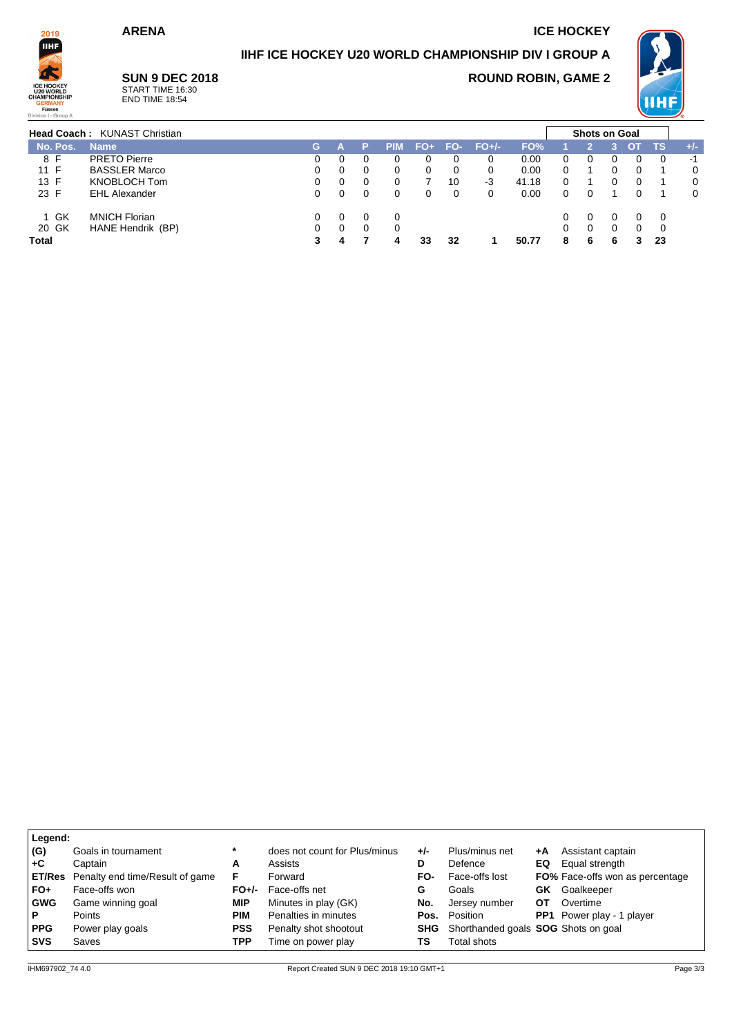**ARENA**

**ICE HOCKEY**

## IIHF ICE HOCKEY U20 WORLD CHAMPIONSHIP DIV I GROUP A

**SUN 9 DEC 2018**
START TIME 16:30
END TIME 18:54

**ROUND ROBIN, GAME 2**

**Head Coach :** KUNAST Christian

| No. | Pos. | Name | G | A | P | PIM | FO+ | FO- | FO+/- | FO% | Shots on Goal 1 | 2 | 3 | OT | TS | +/- |
|---|---|---|---|---|---|---|---|---|---|---|---|---|---|---|---|---|
| 8 | F | PRETO Pierre | 0 | 0 | 0 | 0 | 0 | 0 | 0 | 0.00 | 0 | 0 | 0 | 0 | 0 | -1 |
| 11 | F | BASSLER Marco | 0 | 0 | 0 | 0 | 0 | 0 | 0 | 0.00 | 0 | 1 | 0 | 0 | 1 | 0 |
| 13 | F | KNOBLOCH Tom | 0 | 0 | 0 | 0 | 7 | 10 | -3 | 41.18 | 0 | 1 | 0 | 0 | 1 | 0 |
| 23 | F | EHL Alexander | 0 | 0 | 0 | 0 | 0 | 0 | 0 | 0.00 | 0 | 0 | 1 | 0 | 1 | 0 |
| 1 | GK | MNICH Florian | 0 | 0 | 0 | 0 | | | | | 0 | 0 | 0 | 0 | 0 | |
| 20 | GK | HANE Hendrik (BP) | 0 | 0 | 0 | 0 | | | | | 0 | 0 | 0 | 0 | 0 | |
| **Total** | | | **3** | **4** | **7** | **4** | **33** | **32** | **1** | **50.77** | **8** | **6** | **6** | **3** | **23** | |

**Legend:**

| | | | | | | | |
|---|---|---|---|---|---|---|---|
| **(G)** | Goals in tournament | **\*** | does not count for Plus/minus | **+/-** | Plus/minus net | **+A** | Assistant captain |
| **+C** | Captain | **A** | Assists | **D** | Defence | **EQ** | Equal strength |
| **ET/Res** | Penalty end time/Result of game | **F** | Forward | **FO-** | Face-offs lost | **FO%** | Face-offs won as percentage |
| **FO+** | Face-offs won | **FO+/-** | Face-offs net | **G** | Goals | **GK** | Goalkeeper |
| **GWG** | Game winning goal | **MIP** | Minutes in play (GK) | **No.** | Jersey number | **OT** | Overtime |
| **P** | Points | **PIM** | Penalties in minutes | **Pos.** | Position | **PP1** | Power play - 1 player |
| **PPG** | Power play goals | **PSS** | Penalty shot shootout | **SHG** | Shorthanded goals | **SOG** | Shots on goal |
| **SVS** | Saves | **TPP** | Time on power play | **TS** | Total shots | | |

IHM697902_74 4.0 Report Created SUN 9 DEC 2018 19:10 GMT+1